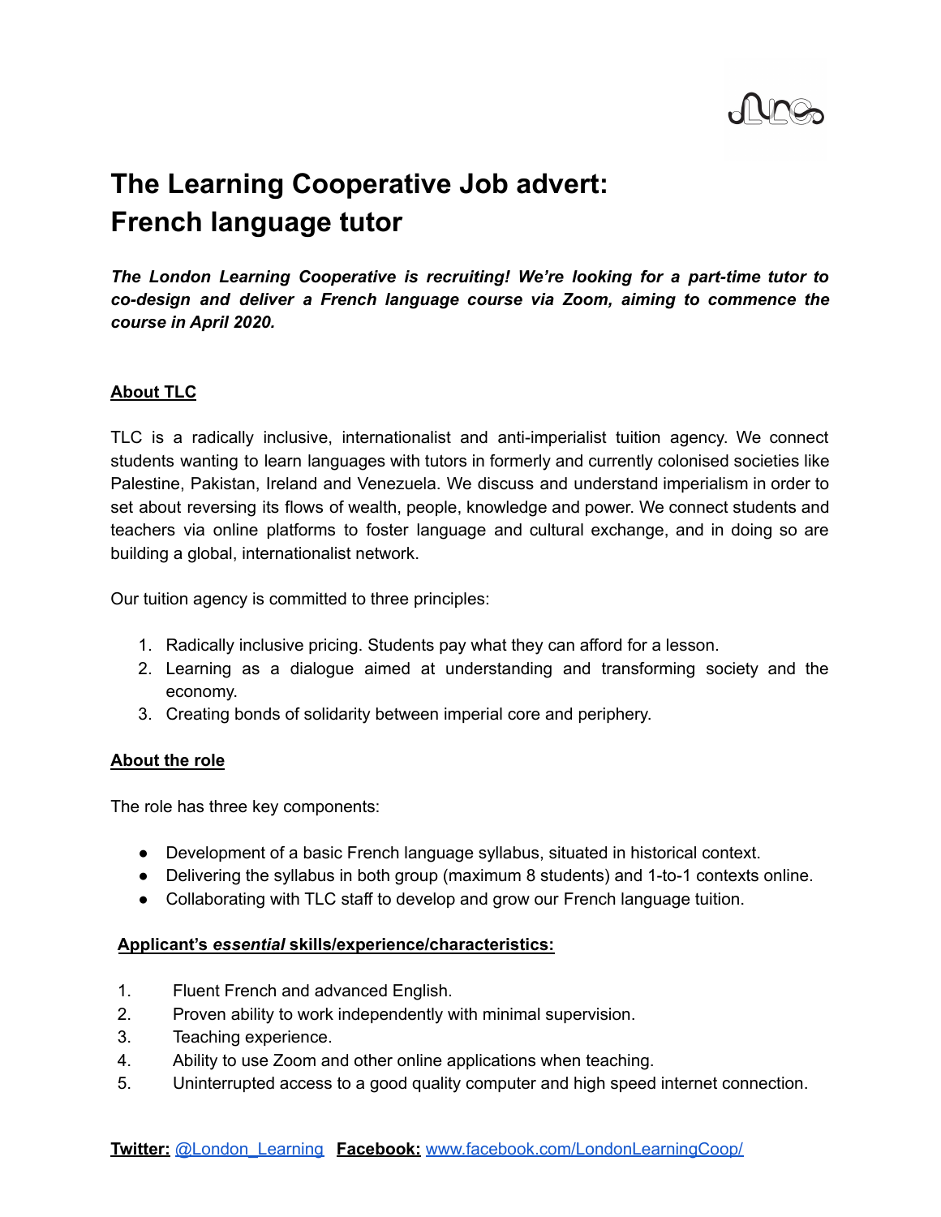# The Learning Cooperative Job advert: French language tutor

***The London Learning Cooperative is recruiting! We're looking for a part-time tutor to co-design and deliver a French language course via Zoom, aiming to commence the course in April 2020.***

## About TLC

TLC is a radically inclusive, internationalist and anti-imperialist tuition agency. We connect students wanting to learn languages with tutors in formerly and currently colonised societies like Palestine, Pakistan, Ireland and Venezuela. We discuss and understand imperialism in order to set about reversing its flows of wealth, people, knowledge and power. We connect students and teachers via online platforms to foster language and cultural exchange, and in doing so are building a global, internationalist network.

Our tuition agency is committed to three principles:

1. Radically inclusive pricing. Students pay what they can afford for a lesson.
2. Learning as a dialogue aimed at understanding and transforming society and the economy.
3. Creating bonds of solidarity between imperial core and periphery.

## About the role

The role has three key components:

- Development of a basic French language syllabus, situated in historical context.
- Delivering the syllabus in both group (maximum 8 students) and 1-to-1 contexts online.
- Collaborating with TLC staff to develop and grow our French language tuition.

## Applicant's *essential* skills/experience/characteristics:

1. Fluent French and advanced English.
2. Proven ability to work independently with minimal supervision.
3. Teaching experience.
4. Ability to use Zoom and other online applications when teaching.
5. Uninterrupted access to a good quality computer and high speed internet connection.

**Twitter:** @London_Learning **Facebook:** www.facebook.com/LondonLearningCoop/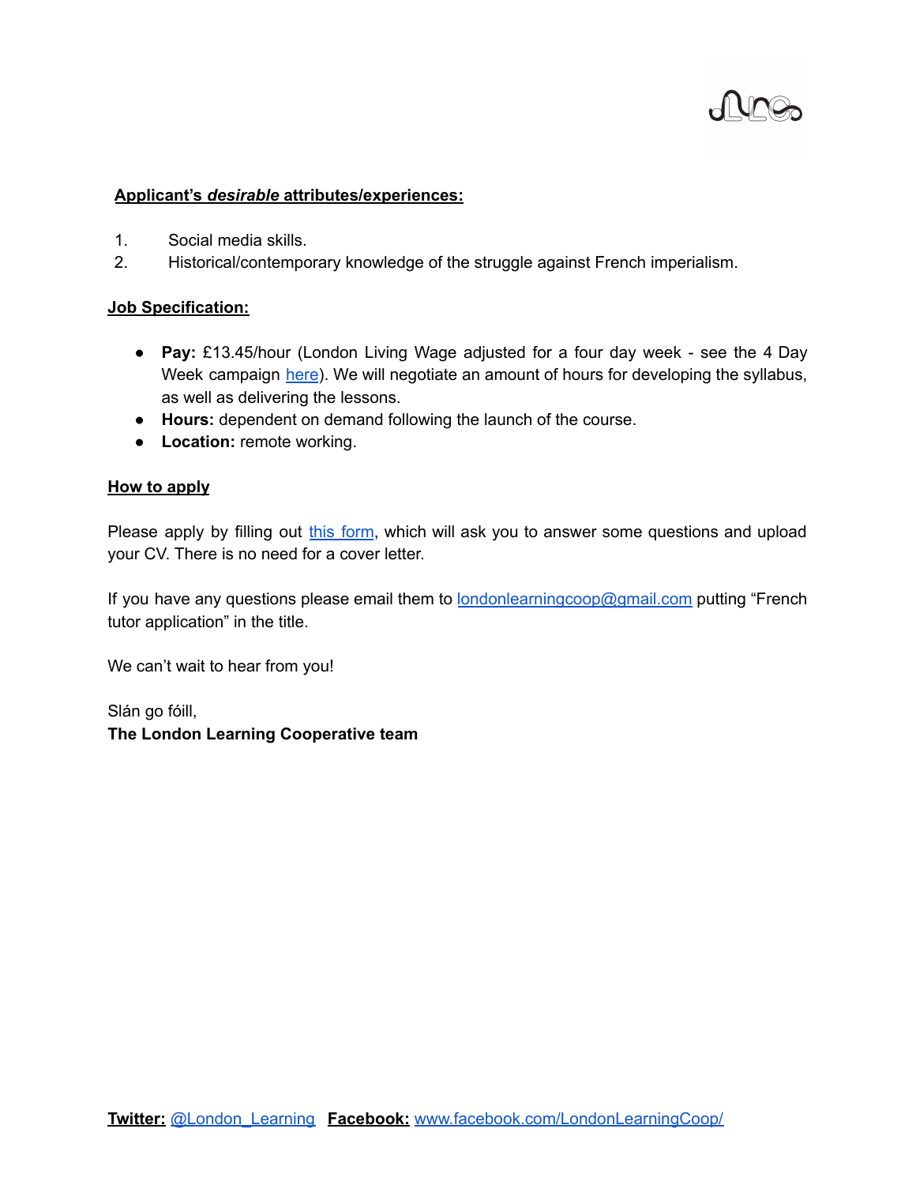**Applicant's *desirable* attributes/experiences:**

1. Social media skills.
2. Historical/contemporary knowledge of the struggle against French imperialism.

**Job Specification:**

- **Pay:** £13.45/hour (London Living Wage adjusted for a four day week - see the 4 Day Week campaign here). We will negotiate an amount of hours for developing the syllabus, as well as delivering the lessons.
- **Hours:** dependent on demand following the launch of the course.
- **Location:** remote working.

**How to apply**

Please apply by filling out this form, which will ask you to answer some questions and upload your CV. There is no need for a cover letter.

If you have any questions please email them to londonlearningcoop@gmail.com putting "French tutor application" in the title.

We can't wait to hear from you!

Slán go fóill,
**The London Learning Cooperative team**

**Twitter:** @London_Learning **Facebook:** www.facebook.com/LondonLearningCoop/